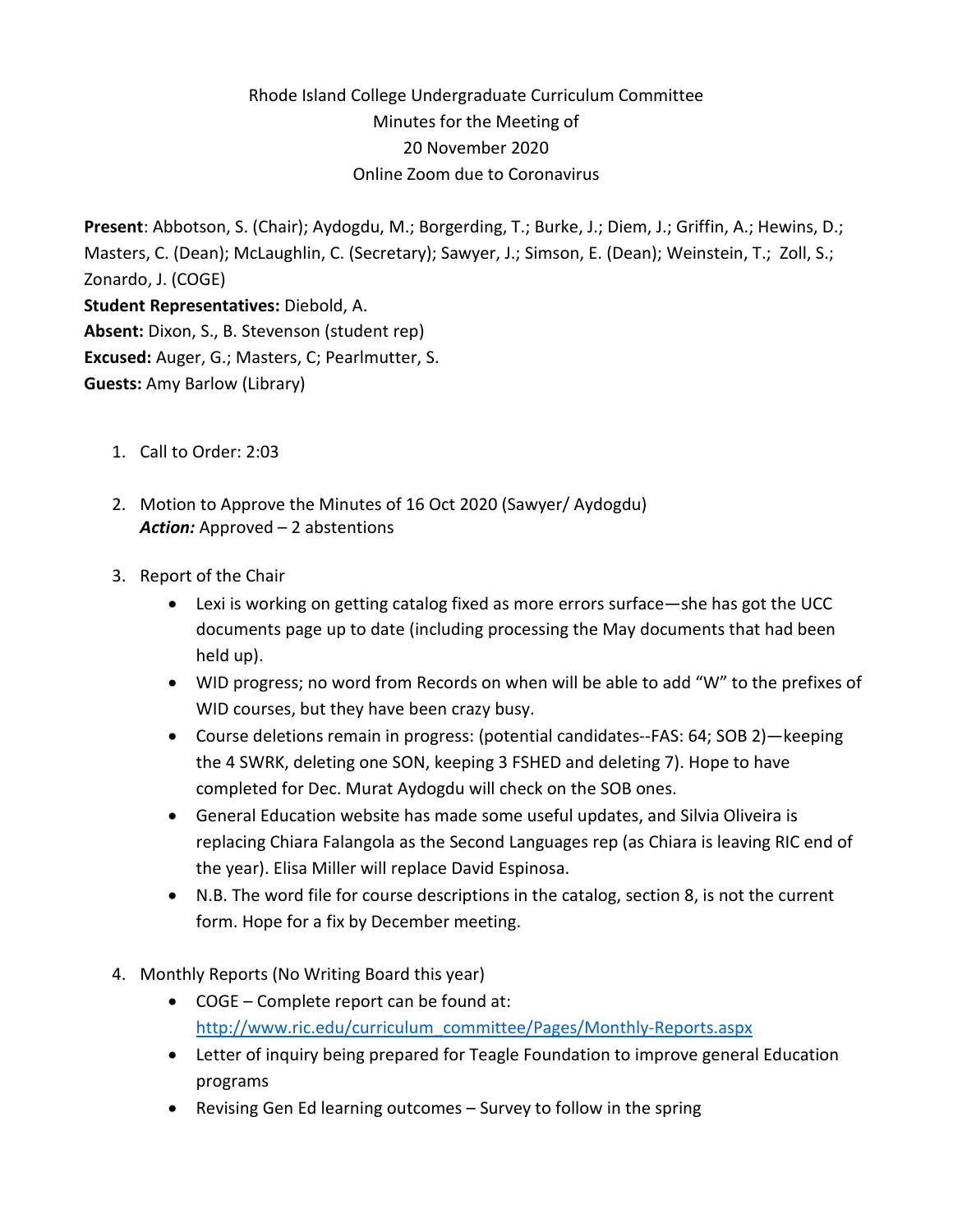Rhode Island College Undergraduate Curriculum Committee
Minutes for the Meeting of
20 November 2020
Online Zoom due to Coronavirus

**Present**: Abbotson, S. (Chair); Aydogdu, M.; Borgerding, T.; Burke, J.; Diem, J.; Griffin, A.; Hewins, D.; Masters, C. (Dean); McLaughlin, C. (Secretary); Sawyer, J.; Simson, E. (Dean); Weinstein, T.; Zoll, S.; Zonardo, J. (COGE)
**Student Representatives:** Diebold, A.
**Absent:** Dixon, S., B. Stevenson (student rep)
**Excused:** Auger, G.; Masters, C; Pearlmutter, S.
**Guests:** Amy Barlow (Library)

1. Call to Order: 2:03

2. Motion to Approve the Minutes of 16 Oct 2020 (Sawyer/ Aydogdu)
   ***Action:*** Approved – 2 abstentions

3. Report of the Chair
   - Lexi is working on getting catalog fixed as more errors surface—she has got the UCC documents page up to date (including processing the May documents that had been held up).
   - WID progress; no word from Records on when will be able to add "W" to the prefixes of WID courses, but they have been crazy busy.
   - Course deletions remain in progress: (potential candidates--FAS: 64; SOB 2)—keeping the 4 SWRK, deleting one SON, keeping 3 FSHED and deleting 7). Hope to have completed for Dec. Murat Aydogdu will check on the SOB ones.
   - General Education website has made some useful updates, and Silvia Oliveira is replacing Chiara Falangola as the Second Languages rep (as Chiara is leaving RIC end of the year). Elisa Miller will replace David Espinosa.
   - N.B. The word file for course descriptions in the catalog, section 8, is not the current form. Hope for a fix by December meeting.

4. Monthly Reports (No Writing Board this year)
   - COGE – Complete report can be found at: http://www.ric.edu/curriculum_committee/Pages/Monthly-Reports.aspx
   - Letter of inquiry being prepared for Teagle Foundation to improve general Education programs
   - Revising Gen Ed learning outcomes – Survey to follow in the spring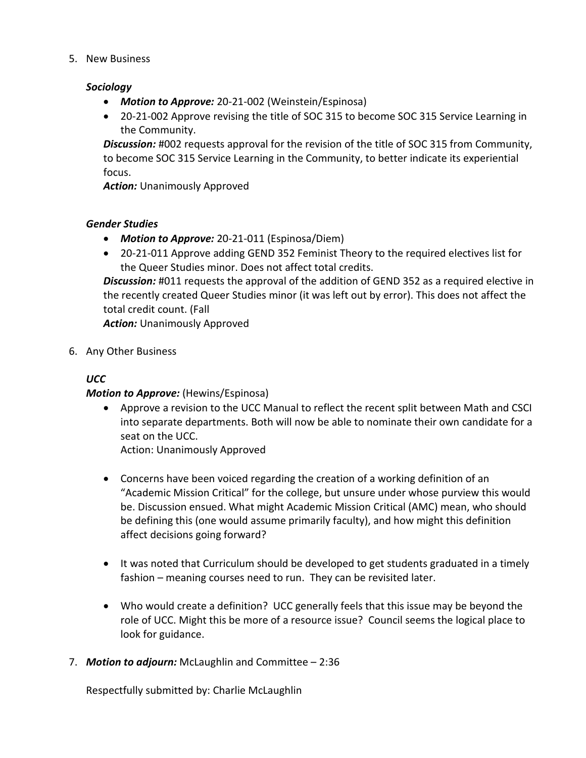5. New Business

   ***Sociology***

   - ***Motion to Approve:*** 20-21-002 (Weinstein/Espinosa)
   - 20-21-002 Approve revising the title of SOC 315 to become SOC 315 Service Learning in the Community.

   ***Discussion:*** #002 requests approval for the revision of the title of SOC 315 from Community, to become SOC 315 Service Learning in the Community, to better indicate its experiential focus.
   ***Action:*** Unanimously Approved

   ***Gender Studies***

   - ***Motion to Approve:*** 20-21-011 (Espinosa/Diem)
   - 20-21-011 Approve adding GEND 352 Feminist Theory to the required electives list for the Queer Studies minor. Does not affect total credits.

   ***Discussion:*** #011 requests the approval of the addition of GEND 352 as a required elective in the recently created Queer Studies minor (it was left out by error). This does not affect the total credit count. (Fall
   ***Action:*** Unanimously Approved

6. Any Other Business

   ***UCC***

   ***Motion to Approve:*** (Hewins/Espinosa)

   - Approve a revision to the UCC Manual to reflect the recent split between Math and CSCI into separate departments. Both will now be able to nominate their own candidate for a seat on the UCC.
     Action: Unanimously Approved
   - Concerns have been voiced regarding the creation of a working definition of an "Academic Mission Critical" for the college, but unsure under whose purview this would be. Discussion ensued. What might Academic Mission Critical (AMC) mean, who should be defining this (one would assume primarily faculty), and how might this definition affect decisions going forward?
   - It was noted that Curriculum should be developed to get students graduated in a timely fashion – meaning courses need to run. They can be revisited later.
   - Who would create a definition? UCC generally feels that this issue may be beyond the role of UCC. Might this be more of a resource issue? Council seems the logical place to look for guidance.

7. ***Motion to adjourn:*** McLaughlin and Committee – 2:36

   Respectfully submitted by: Charlie McLaughlin